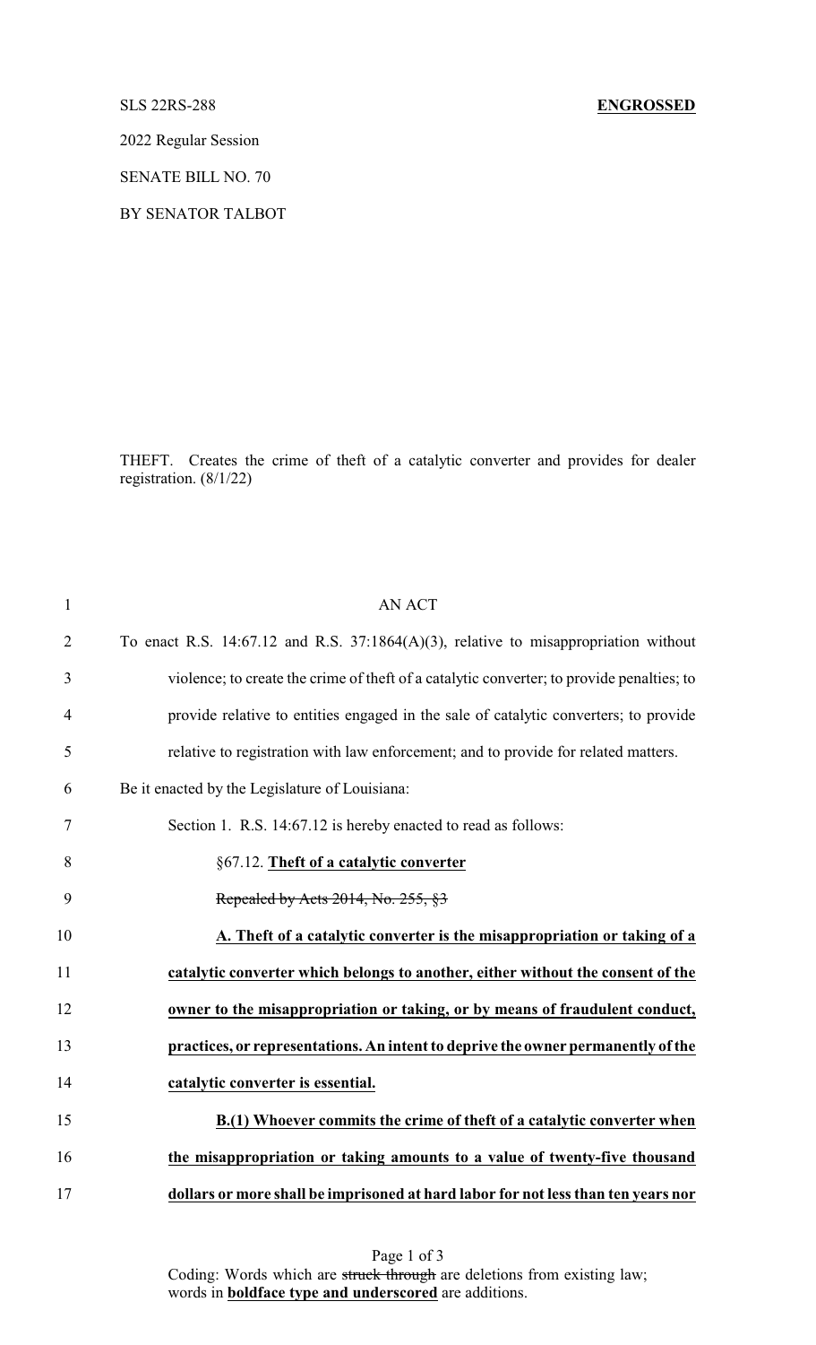SLS 22RS-288 **ENGROSSED**

2022 Regular Session

SENATE BILL NO. 70

BY SENATOR TALBOT

THEFT. Creates the crime of theft of a catalytic converter and provides for dealer registration. (8/1/22)

AN ACT

To enact R.S. 14:67.12 and R.S. 37:1864(A)(3), relative to misappropriation without violence; to create the crime of theft of a catalytic converter; to provide penalties; to provide relative to entities engaged in the sale of catalytic converters; to provide relative to registration with law enforcement; and to provide for related matters.

Be it enacted by the Legislature of Louisiana:

Section 1. R.S. 14:67.12 is hereby enacted to read as follows:

§67.12. **Theft of a catalytic converter**

~~Repealed by Acts 2014, No. 255, §3~~

**A. Theft of a catalytic converter is the misappropriation or taking of a catalytic converter which belongs to another, either without the consent of the owner to the misappropriation or taking, or by means of fraudulent conduct, practices, or representations. An intent to deprive the owner permanently of the catalytic converter is essential.**

**B.(1) Whoever commits the crime of theft of a catalytic converter when the misappropriation or taking amounts to a value of twenty-five thousand dollars or more shall be imprisoned at hard labor for not less than ten years nor**

Coding: Words which are ~~struck through~~ are deletions from existing law; words in **boldface type and underscored** are additions.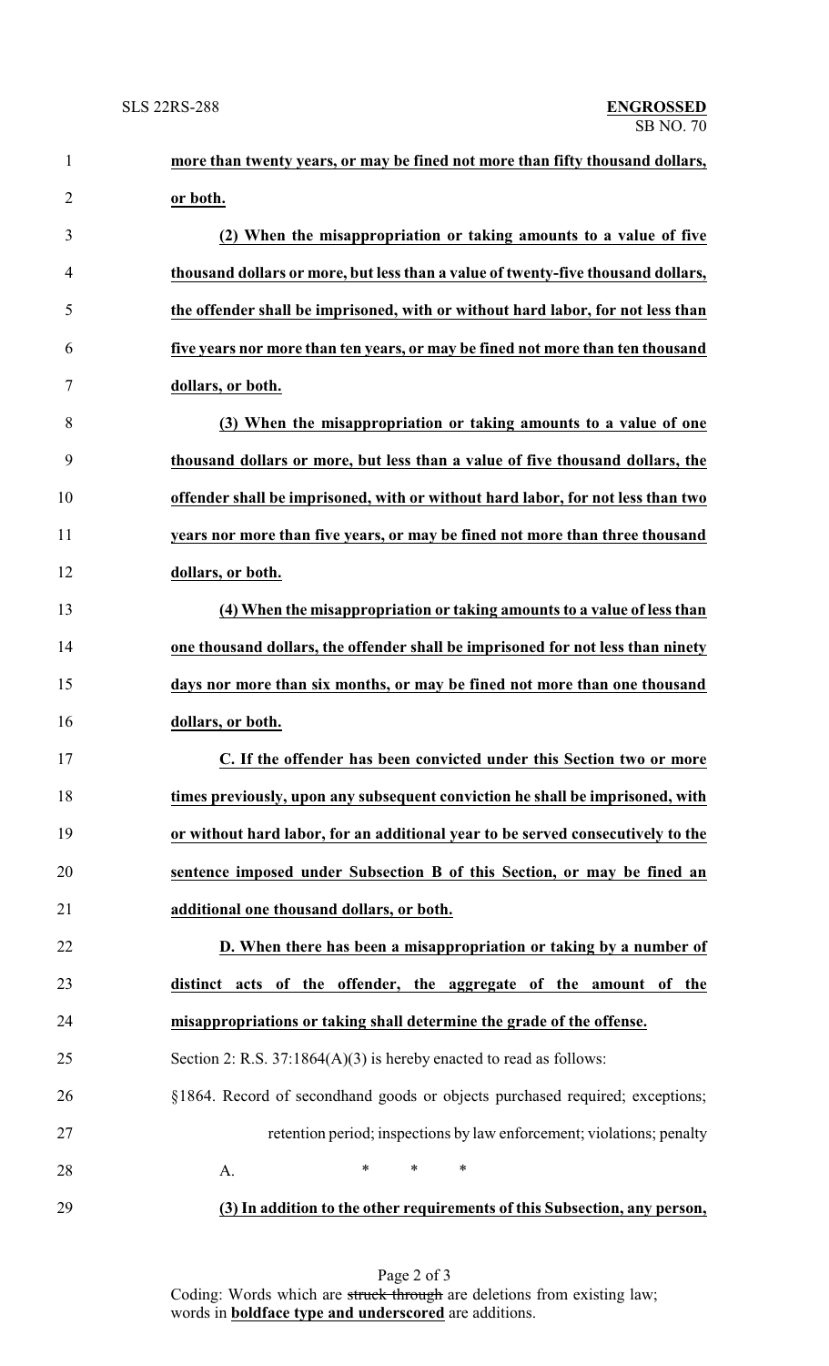**more than twenty years, or may be fined not more than fifty thousand dollars, or both.**

**(2) When the misappropriation or taking amounts to a value of five thousand dollars or more, but less than a value of twenty-five thousand dollars, the offender shall be imprisoned, with or without hard labor, for not less than five years nor more than ten years, or may be fined not more than ten thousand dollars, or both.**

**(3) When the misappropriation or taking amounts to a value of one thousand dollars or more, but less than a value of five thousand dollars, the offender shall be imprisoned, with or without hard labor, for not less than two years nor more than five years, or may be fined not more than three thousand dollars, or both.**

**(4) When the misappropriation or taking amounts to a value of less than one thousand dollars, the offender shall be imprisoned for not less than ninety days nor more than six months, or may be fined not more than one thousand dollars, or both.**

**C. If the offender has been convicted under this Section two or more times previously, upon any subsequent conviction he shall be imprisoned, with or without hard labor, for an additional year to be served consecutively to the sentence imposed under Subsection B of this Section, or may be fined an additional one thousand dollars, or both.**

**D. When there has been a misappropriation or taking by a number of distinct acts of the offender, the aggregate of the amount of the misappropriations or taking shall determine the grade of the offense.**

Section 2: R.S. 37:1864(A)(3) is hereby enacted to read as follows:

§1864. Record of secondhand goods or objects purchased required; exceptions; retention period; inspections by law enforcement; violations; penalty

A. * * *

**(3) In addition to the other requirements of this Subsection, any person,**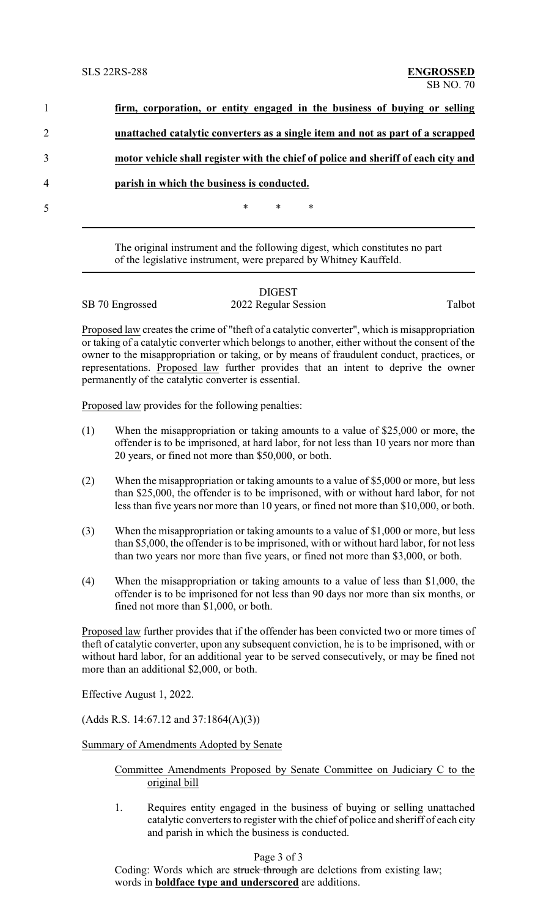1 **firm, corporation, or entity engaged in the business of buying or selling**
2 **unattached catalytic converters as a single item and not as part of a scrapped**
3 **motor vehicle shall register with the chief of police and sheriff of each city and**
4 **parish in which the business is conducted.**
5 \* \* \*

---

The original instrument and the following digest, which constitutes no part of the legislative instrument, were prepared by Whitney Kauffeld.

---

DIGEST

SB 70 Engrossed 2022 Regular Session Talbot

Proposed law creates the crime of "theft of a catalytic converter", which is misappropriation or taking of a catalytic converter which belongs to another, either without the consent of the owner to the misappropriation or taking, or by means of fraudulent conduct, practices, or representations. Proposed law further provides that an intent to deprive the owner permanently of the catalytic converter is essential.

Proposed law provides for the following penalties:

(1) When the misappropriation or taking amounts to a value of $25,000 or more, the offender is to be imprisoned, at hard labor, for not less than 10 years nor more than 20 years, or fined not more than $50,000, or both.

(2) When the misappropriation or taking amounts to a value of $5,000 or more, but less than $25,000, the offender is to be imprisoned, with or without hard labor, for not less than five years nor more than 10 years, or fined not more than $10,000, or both.

(3) When the misappropriation or taking amounts to a value of $1,000 or more, but less than $5,000, the offender is to be imprisoned, with or without hard labor, for not less than two years nor more than five years, or fined not more than $3,000, or both.

(4) When the misappropriation or taking amounts to a value of less than $1,000, the offender is to be imprisoned for not less than 90 days nor more than six months, or fined not more than $1,000, or both.

Proposed law further provides that if the offender has been convicted two or more times of theft of catalytic converter, upon any subsequent conviction, he is to be imprisoned, with or without hard labor, for an additional year to be served consecutively, or may be fined not more than an additional $2,000, or both.

Effective August 1, 2022.

(Adds R.S. 14:67.12 and 37:1864(A)(3))

Summary of Amendments Adopted by Senate

Committee Amendments Proposed by Senate Committee on Judiciary C to the original bill

1. Requires entity engaged in the business of buying or selling unattached catalytic converters to register with the chief of police and sheriff of each city and parish in which the business is conducted.

Coding: Words which are ~~struck through~~ are deletions from existing law; words in **boldface type and underscored** are additions.